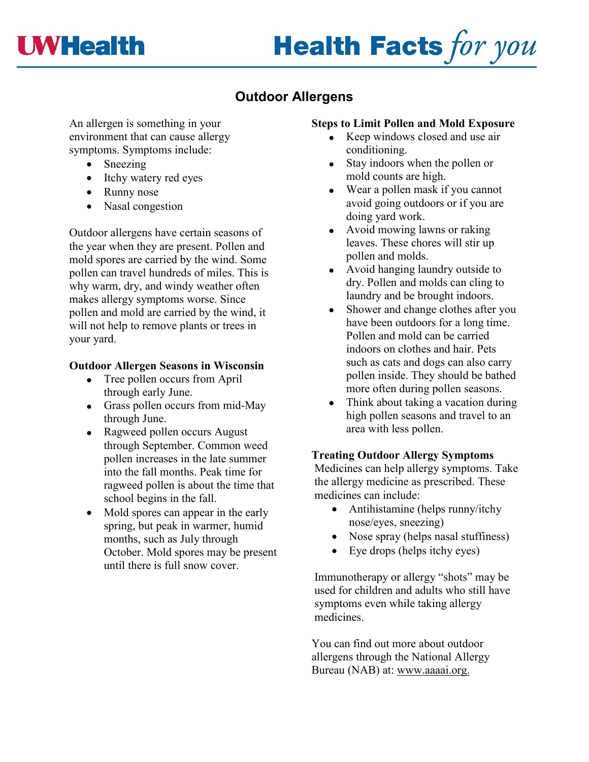# Outdoor Allergens

An allergen is something in your environment that can cause allergy symptoms. Symptoms include:

- Sneezing
- Itchy watery red eyes
- Runny nose
- Nasal congestion

Outdoor allergens have certain seasons of the year when they are present. Pollen and mold spores are carried by the wind. Some pollen can travel hundreds of miles. This is why warm, dry, and windy weather often makes allergy symptoms worse. Since pollen and mold are carried by the wind, it will not help to remove plants or trees in your yard.

**Outdoor Allergen Seasons in Wisconsin**

- Tree pollen occurs from April through early June.
- Grass pollen occurs from mid-May through June.
- Ragweed pollen occurs August through September. Common weed pollen increases in the late summer into the fall months. Peak time for ragweed pollen is about the time that school begins in the fall.
- Mold spores can appear in the early spring, but peak in warmer, humid months, such as July through October. Mold spores may be present until there is full snow cover.

**Steps to Limit Pollen and Mold Exposure**

- Keep windows closed and use air conditioning.
- Stay indoors when the pollen or mold counts are high.
- Wear a pollen mask if you cannot avoid going outdoors or if you are doing yard work.
- Avoid mowing lawns or raking leaves. These chores will stir up pollen and molds.
- Avoid hanging laundry outside to dry. Pollen and molds can cling to laundry and be brought indoors.
- Shower and change clothes after you have been outdoors for a long time. Pollen and mold can be carried indoors on clothes and hair. Pets such as cats and dogs can also carry pollen inside. They should be bathed more often during pollen seasons.
- Think about taking a vacation during high pollen seasons and travel to an area with less pollen.

**Treating Outdoor Allergy Symptoms**

Medicines can help allergy symptoms. Take the allergy medicine as prescribed. These medicines can include:

- Antihistamine (helps runny/itchy nose/eyes, sneezing)
- Nose spray (helps nasal stuffiness)
- Eye drops (helps itchy eyes)

Immunotherapy or allergy "shots" may be used for children and adults who still have symptoms even while taking allergy medicines.

You can find out more about outdoor allergens through the National Allergy Bureau (NAB) at: www.aaaai.org.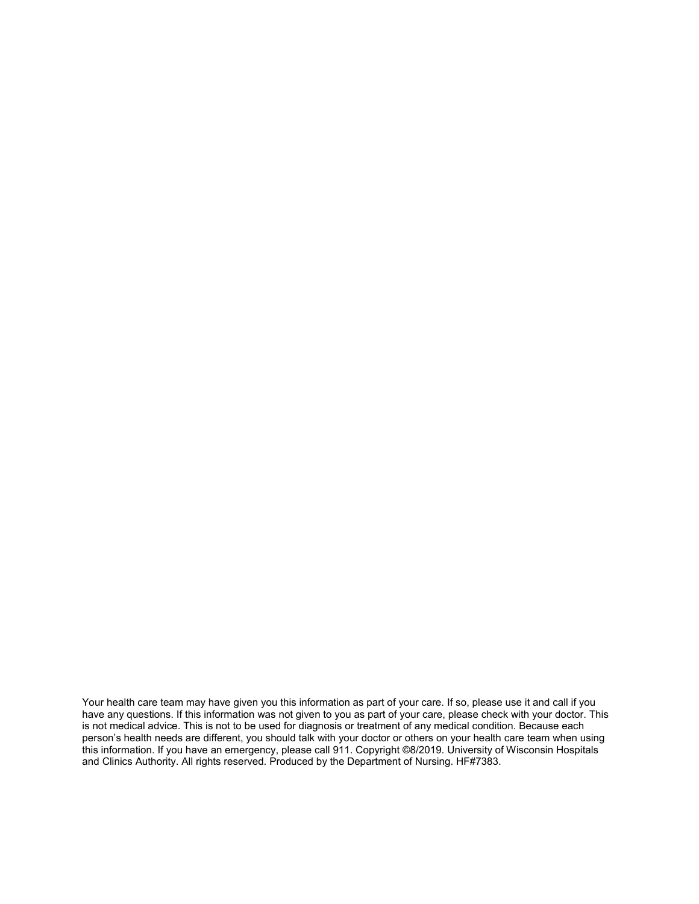Your health care team may have given you this information as part of your care. If so, please use it and call if you have any questions. If this information was not given to you as part of your care, please check with your doctor. This is not medical advice. This is not to be used for diagnosis or treatment of any medical condition. Because each person's health needs are different, you should talk with your doctor or others on your health care team when using this information. If you have an emergency, please call 911. Copyright ©8/2019. University of Wisconsin Hospitals and Clinics Authority. All rights reserved. Produced by the Department of Nursing. HF#7383.